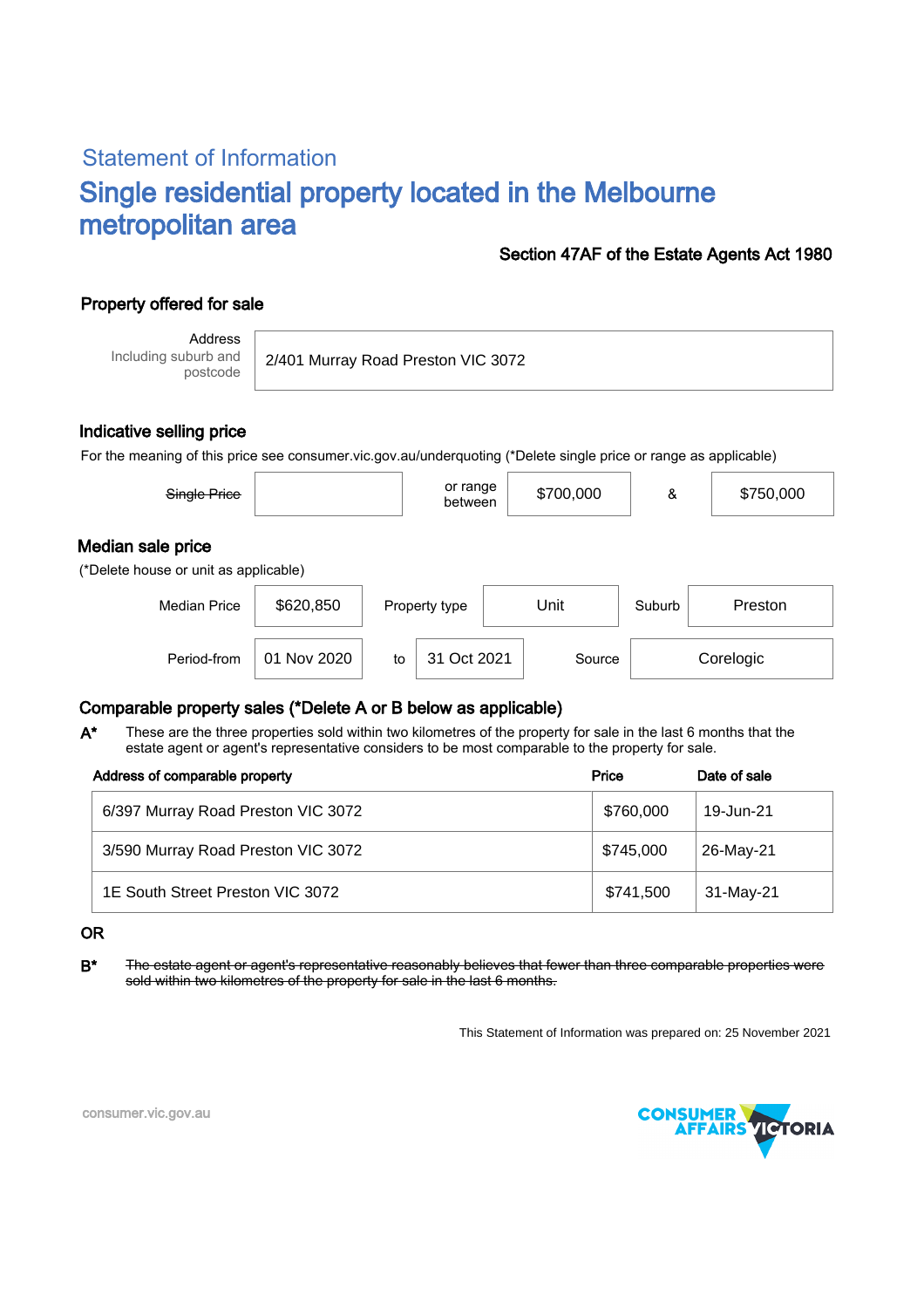## Statement of Information

# Single residential property located in the Melbourne metropolitan area

**Section 47AF of the Estate Agents Act 1980**

### Property offered for sale

| Address Including suburb and postcode | 2/401 Murray Road Preston VIC 3072 |
|---|---|

### Indicative selling price

For the meaning of this price see consumer.vic.gov.au/underquoting (*Delete single price or range as applicable)

| ~~Single Price~~ | | or range between | $700,000 | & | $750,000 |
|---|---|---|---|---|---|

### Median sale price

(*Delete house or unit as applicable)

| Median Price | $620,850 | Property type | Unit | Suburb | Preston |
|---|---|---|---|---|---|
| Period-from | 01 Nov 2020 | to | 31 Oct 2021 | Source | Corelogic |

### Comparable property sales (*Delete A or B below as applicable)

**A*** These are the three properties sold within two kilometres of the property for sale in the last 6 months that the estate agent or agent's representative considers to be most comparable to the property for sale.

| Address of comparable property | Price | Date of sale |
|---|---|---|
| 6/397 Murray Road Preston VIC 3072 | $760,000 | 19-Jun-21 |
| 3/590 Murray Road Preston VIC 3072 | $745,000 | 26-May-21 |
| 1E South Street Preston VIC 3072 | $741,500 | 31-May-21 |

**OR**

**B*** ~~The estate agent or agent's representative reasonably believes that fewer than three comparable properties were sold within two kilometres of the property for sale in the last 6 months.~~

This Statement of Information was prepared on: 25 November 2021

consumer.vic.gov.au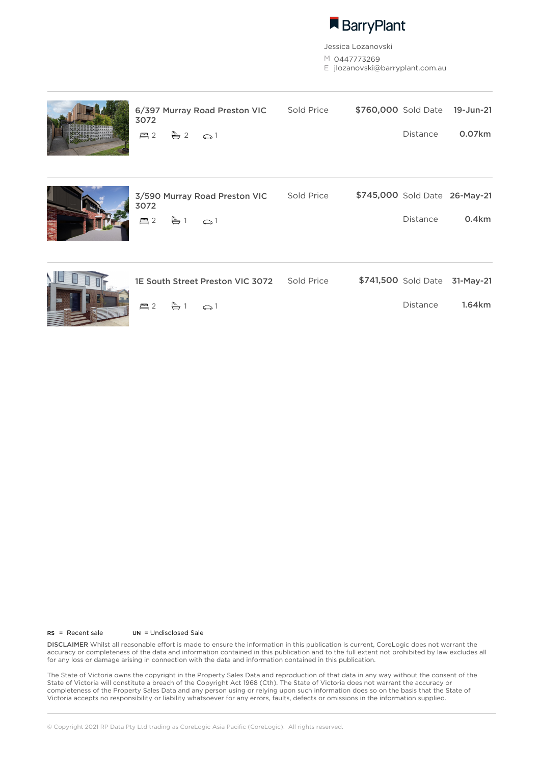BarryPlant

Jessica Lozanovski
M 0447773269
E jlozanovski@barryplant.com.au

| | | | | |
|---|---|---|---|---|
| **6/397 Murray Road Preston VIC 3072** | Sold Price | **$760,000** | Sold Date | **19-Jun-21** |
| 2 bed, 2 bath, 1 car | | | Distance | **0.07km** |
| **3/590 Murray Road Preston VIC 3072** | Sold Price | **$745,000** | Sold Date | **26-May-21** |
| 2 bed, 1 bath, 1 car | | | Distance | **0.4km** |
| **1E South Street Preston VIC 3072** | Sold Price | **$741,500** | Sold Date | **31-May-21** |
| 2 bed, 1 bath, 1 car | | | Distance | **1.64km** |

**RS** = Recent sale **UN** = Undisclosed Sale

**DISCLAIMER** Whilst all reasonable effort is made to ensure the information in this publication is current, CoreLogic does not warrant the accuracy or completeness of the data and information contained in this publication and to the full extent not prohibited by law excludes all for any loss or damage arising in connection with the data and information contained in this publication.

The State of Victoria owns the copyright in the Property Sales Data and reproduction of that data in any way without the consent of the State of Victoria will constitute a breach of the Copyright Act 1968 (Cth). The State of Victoria does not warrant the accuracy or completeness of the Property Sales Data and any person using or relying upon such information does so on the basis that the State of Victoria accepts no responsibility or liability whatsoever for any errors, faults, defects or omissions in the information supplied.

© Copyright 2021 RP Data Pty Ltd trading as CoreLogic Asia Pacific (CoreLogic). All rights reserved.